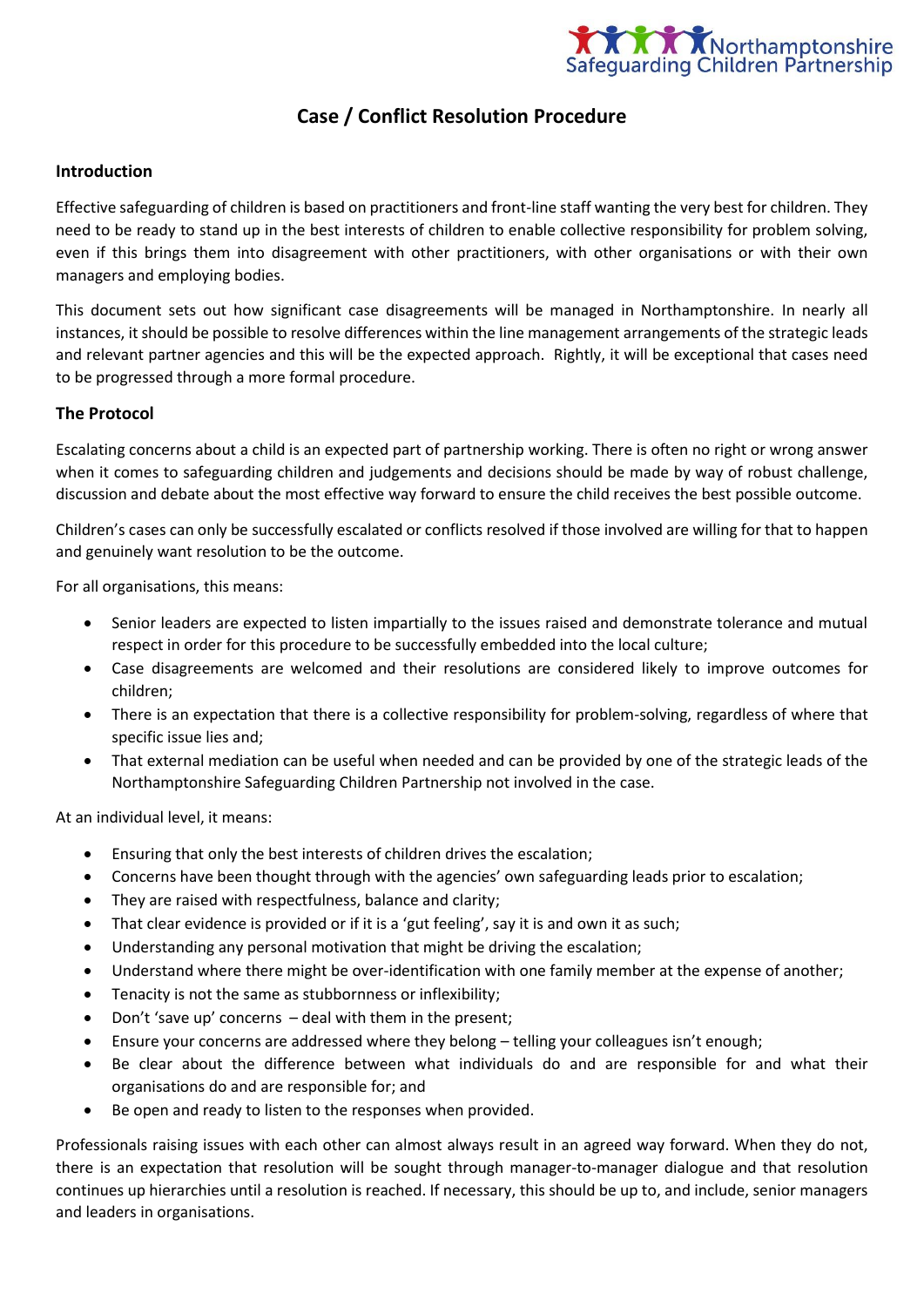# Case / Conflict Resolution Procedure

## Introduction

Effective safeguarding of children is based on practitioners and front-line staff wanting the very best for children. They need to be ready to stand up in the best interests of children to enable collective responsibility for problem solving, even if this brings them into disagreement with other practitioners, with other organisations or with their own managers and employing bodies.

This document sets out how significant case disagreements will be managed in Northamptonshire. In nearly all instances, it should be possible to resolve differences within the line management arrangements of the strategic leads and relevant partner agencies and this will be the expected approach. Rightly, it will be exceptional that cases need to be progressed through a more formal procedure.

## The Protocol

Escalating concerns about a child is an expected part of partnership working. There is often no right or wrong answer when it comes to safeguarding children and judgements and decisions should be made by way of robust challenge, discussion and debate about the most effective way forward to ensure the child receives the best possible outcome.

Children's cases can only be successfully escalated or conflicts resolved if those involved are willing for that to happen and genuinely want resolution to be the outcome.

For all organisations, this means:

- Senior leaders are expected to listen impartially to the issues raised and demonstrate tolerance and mutual respect in order for this procedure to be successfully embedded into the local culture;
- Case disagreements are welcomed and their resolutions are considered likely to improve outcomes for children;
- There is an expectation that there is a collective responsibility for problem-solving, regardless of where that specific issue lies and;
- That external mediation can be useful when needed and can be provided by one of the strategic leads of the Northamptonshire Safeguarding Children Partnership not involved in the case.

At an individual level, it means:

- Ensuring that only the best interests of children drives the escalation;
- Concerns have been thought through with the agencies' own safeguarding leads prior to escalation;
- They are raised with respectfulness, balance and clarity;
- That clear evidence is provided or if it is a 'gut feeling', say it is and own it as such;
- Understanding any personal motivation that might be driving the escalation;
- Understand where there might be over-identification with one family member at the expense of another;
- Tenacity is not the same as stubbornness or inflexibility;
- Don't 'save up' concerns – deal with them in the present;
- Ensure your concerns are addressed where they belong – telling your colleagues isn't enough;
- Be clear about the difference between what individuals do and are responsible for and what their organisations do and are responsible for; and
- Be open and ready to listen to the responses when provided.

Professionals raising issues with each other can almost always result in an agreed way forward. When they do not, there is an expectation that resolution will be sought through manager-to-manager dialogue and that resolution continues up hierarchies until a resolution is reached. If necessary, this should be up to, and include, senior managers and leaders in organisations.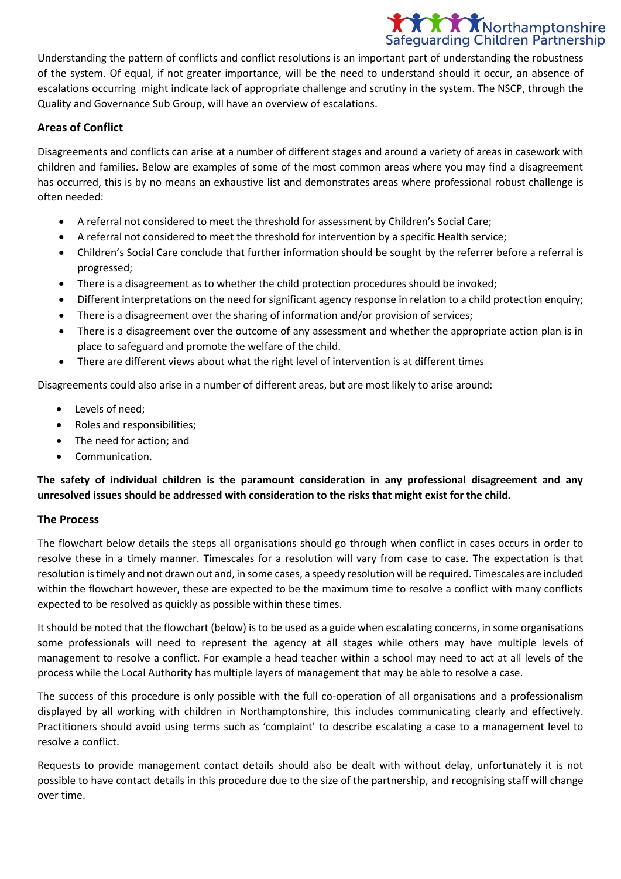Understanding the pattern of conflicts and conflict resolutions is an important part of understanding the robustness of the system. Of equal, if not greater importance, will be the need to understand should it occur, an absence of escalations occurring might indicate lack of appropriate challenge and scrutiny in the system. The NSCP, through the Quality and Governance Sub Group, will have an overview of escalations.

### Areas of Conflict

Disagreements and conflicts can arise at a number of different stages and around a variety of areas in casework with children and families. Below are examples of some of the most common areas where you may find a disagreement has occurred, this is by no means an exhaustive list and demonstrates areas where professional robust challenge is often needed:

- A referral not considered to meet the threshold for assessment by Children's Social Care;
- A referral not considered to meet the threshold for intervention by a specific Health service;
- Children's Social Care conclude that further information should be sought by the referrer before a referral is progressed;
- There is a disagreement as to whether the child protection procedures should be invoked;
- Different interpretations on the need for significant agency response in relation to a child protection enquiry;
- There is a disagreement over the sharing of information and/or provision of services;
- There is a disagreement over the outcome of any assessment and whether the appropriate action plan is in place to safeguard and promote the welfare of the child.
- There are different views about what the right level of intervention is at different times

Disagreements could also arise in a number of different areas, but are most likely to arise around:

- Levels of need;
- Roles and responsibilities;
- The need for action; and
- Communication.

**The safety of individual children is the paramount consideration in any professional disagreement and any unresolved issues should be addressed with consideration to the risks that might exist for the child.**

### The Process

The flowchart below details the steps all organisations should go through when conflict in cases occurs in order to resolve these in a timely manner. Timescales for a resolution will vary from case to case. The expectation is that resolution is timely and not drawn out and, in some cases, a speedy resolution will be required. Timescales are included within the flowchart however, these are expected to be the maximum time to resolve a conflict with many conflicts expected to be resolved as quickly as possible within these times.

It should be noted that the flowchart (below) is to be used as a guide when escalating concerns, in some organisations some professionals will need to represent the agency at all stages while others may have multiple levels of management to resolve a conflict. For example a head teacher within a school may need to act at all levels of the process while the Local Authority has multiple layers of management that may be able to resolve a case.

The success of this procedure is only possible with the full co-operation of all organisations and a professionalism displayed by all working with children in Northamptonshire, this includes communicating clearly and effectively. Practitioners should avoid using terms such as 'complaint' to describe escalating a case to a management level to resolve a conflict.

Requests to provide management contact details should also be dealt with without delay, unfortunately it is not possible to have contact details in this procedure due to the size of the partnership, and recognising staff will change over time.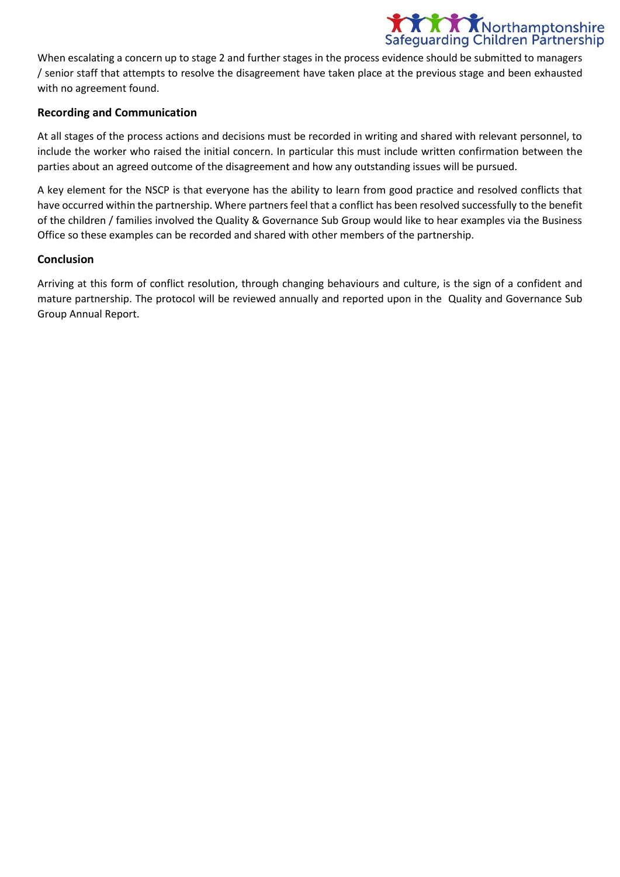When escalating a concern up to stage 2 and further stages in the process evidence should be submitted to managers / senior staff that attempts to resolve the disagreement have taken place at the previous stage and been exhausted with no agreement found.

### Recording and Communication

At all stages of the process actions and decisions must be recorded in writing and shared with relevant personnel, to include the worker who raised the initial concern. In particular this must include written confirmation between the parties about an agreed outcome of the disagreement and how any outstanding issues will be pursued.

A key element for the NSCP is that everyone has the ability to learn from good practice and resolved conflicts that have occurred within the partnership. Where partners feel that a conflict has been resolved successfully to the benefit of the children / families involved the Quality & Governance Sub Group would like to hear examples via the Business Office so these examples can be recorded and shared with other members of the partnership.

### Conclusion

Arriving at this form of conflict resolution, through changing behaviours and culture, is the sign of a confident and mature partnership. The protocol will be reviewed annually and reported upon in the Quality and Governance Sub Group Annual Report.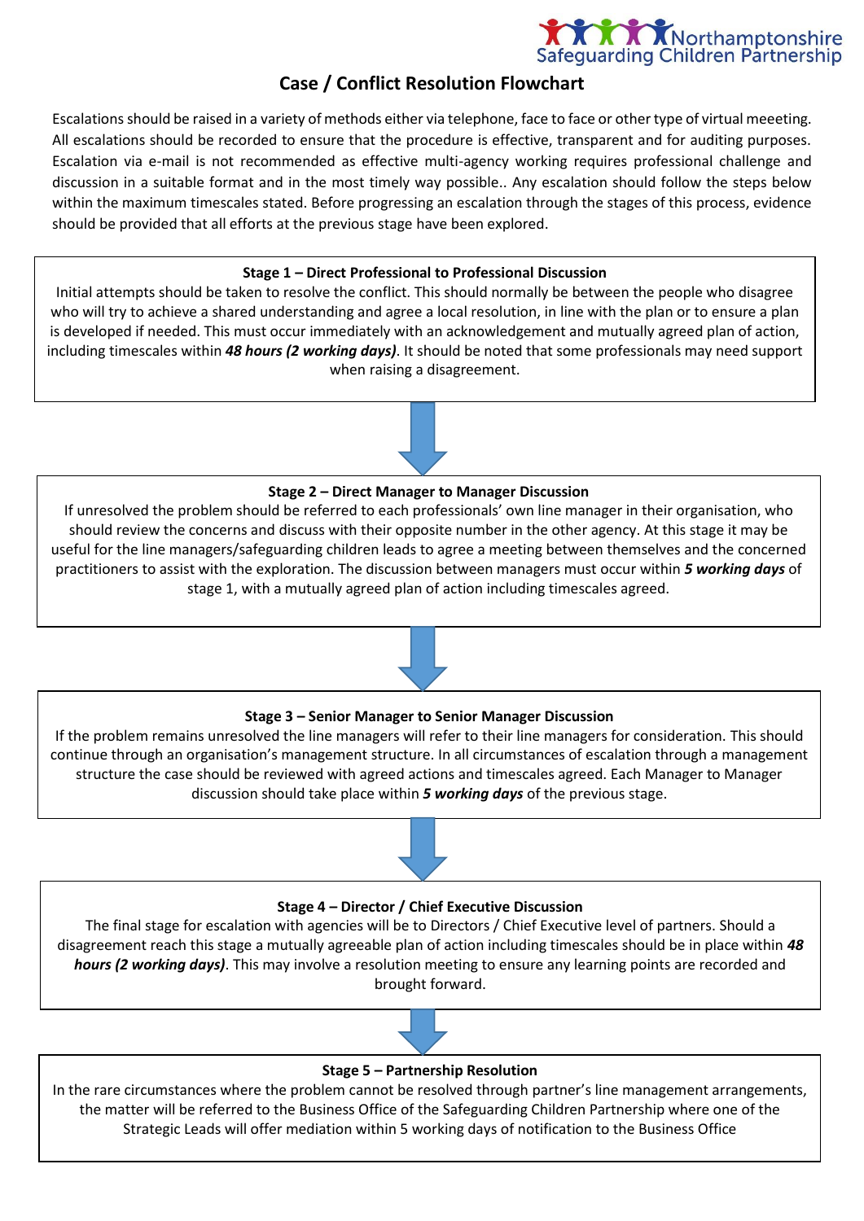# Case / Conflict Resolution Flowchart

Escalations should be raised in a variety of methods either via telephone, face to face or other type of virtual meeeting. All escalations should be recorded to ensure that the procedure is effective, transparent and for auditing purposes. Escalation via e-mail is not recommended as effective multi-agency working requires professional challenge and discussion in a suitable format and in the most timely way possible.. Any escalation should follow the steps below within the maximum timescales stated. Before progressing an escalation through the stages of this process, evidence should be provided that all efforts at the previous stage have been explored.

**Stage 1 – Direct Professional to Professional Discussion**

Initial attempts should be taken to resolve the conflict. This should normally be between the people who disagree who will try to achieve a shared understanding and agree a local resolution, in line with the plan or to ensure a plan is developed if needed. This must occur immediately with an acknowledgement and mutually agreed plan of action, including timescales within ***48 hours (2 working days)***. It should be noted that some professionals may need support when raising a disagreement.

**Stage 2 – Direct Manager to Manager Discussion**

If unresolved the problem should be referred to each professionals' own line manager in their organisation, who should review the concerns and discuss with their opposite number in the other agency. At this stage it may be useful for the line managers/safeguarding children leads to agree a meeting between themselves and the concerned practitioners to assist with the exploration. The discussion between managers must occur within ***5 working days*** of stage 1, with a mutually agreed plan of action including timescales agreed.

**Stage 3 – Senior Manager to Senior Manager Discussion**

If the problem remains unresolved the line managers will refer to their line managers for consideration. This should continue through an organisation's management structure. In all circumstances of escalation through a management structure the case should be reviewed with agreed actions and timescales agreed. Each Manager to Manager discussion should take place within ***5 working days*** of the previous stage.

**Stage 4 – Director / Chief Executive Discussion**

The final stage for escalation with agencies will be to Directors / Chief Executive level of partners. Should a disagreement reach this stage a mutually agreeable plan of action including timescales should be in place within ***48 hours (2 working days)***. This may involve a resolution meeting to ensure any learning points are recorded and brought forward.

**Stage 5 – Partnership Resolution**

In the rare circumstances where the problem cannot be resolved through partner's line management arrangements, the matter will be referred to the Business Office of the Safeguarding Children Partnership where one of the Strategic Leads will offer mediation within 5 working days of notification to the Business Office